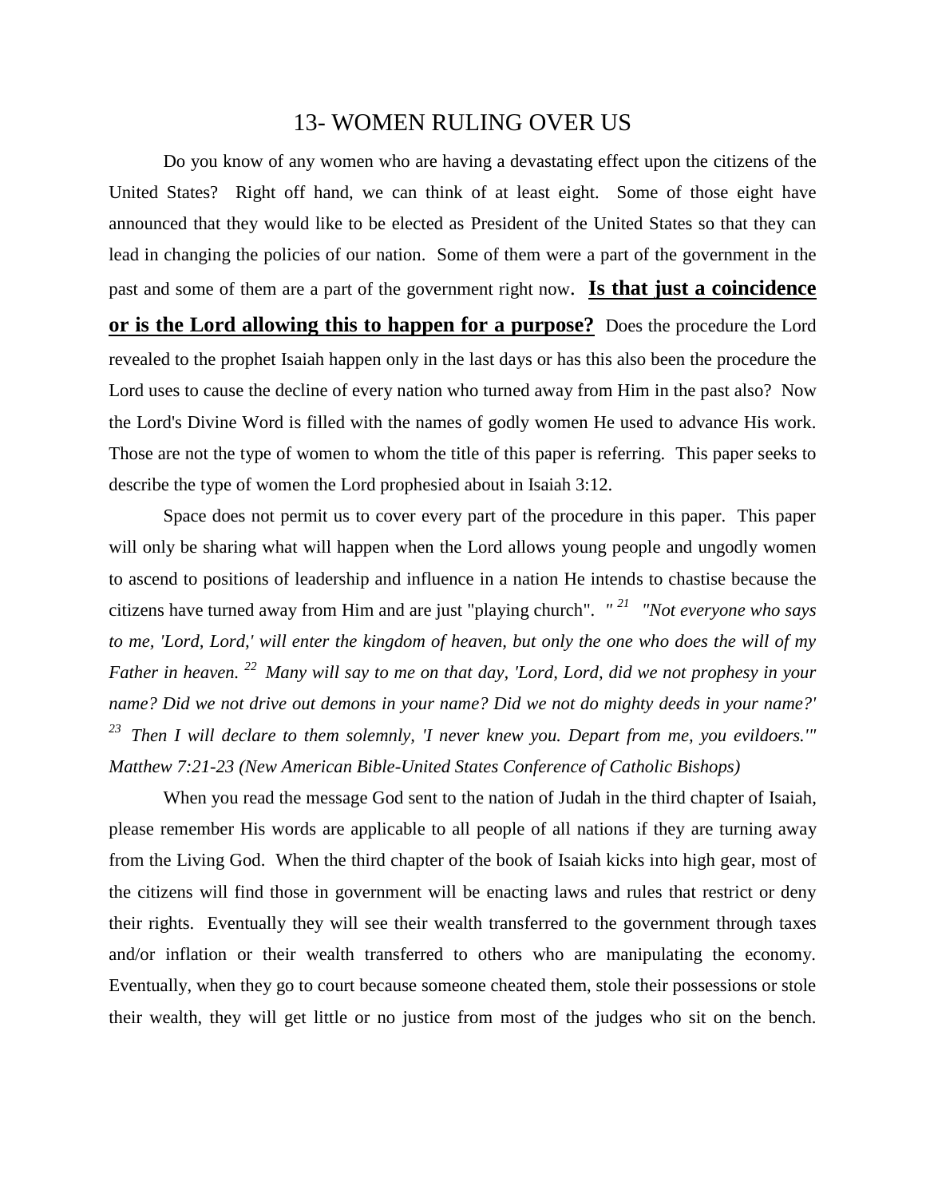# 13- WOMEN RULING OVER US

Do you know of any women who are having a devastating effect upon the citizens of the United States? Right off hand, we can think of at least eight. Some of those eight have announced that they would like to be elected as President of the United States so that they can lead in changing the policies of our nation. Some of them were a part of the government in the past and some of them are a part of the government right now. **Is that just a coincidence or is the Lord allowing this to happen for a purpose?** Does the procedure the Lord revealed to the prophet Isaiah happen only in the last days or has this also been the procedure the Lord uses to cause the decline of every nation who turned away from Him in the past also? Now the Lord's Divine Word is filled with the names of godly women He used to advance His work. Those are not the type of women to whom the title of this paper is referring. This paper seeks to describe the type of women the Lord prophesied about in Isaiah 3:12.

Space does not permit us to cover every part of the procedure in this paper. This paper will only be sharing what will happen when the Lord allows young people and ungodly women to ascend to positions of leadership and influence in a nation He intends to chastise because the citizens have turned away from Him and are just "playing church". *" 21 "Not everyone who says to me, 'Lord, Lord,' will enter the kingdom of heaven, but only the one who does the will of my Father in heaven. 22 Many will say to me on that day, 'Lord, Lord, did we not prophesy in your name? Did we not drive out demons in your name? Did we not do mighty deeds in your name?' 23 Then I will declare to them solemnly, 'I never knew you. Depart from me, you evildoers.'" Matthew 7:21-23 (New American Bible-United States Conference of Catholic Bishops)*

When you read the message God sent to the nation of Judah in the third chapter of Isaiah, please remember His words are applicable to all people of all nations if they are turning away from the Living God. When the third chapter of the book of Isaiah kicks into high gear, most of the citizens will find those in government will be enacting laws and rules that restrict or deny their rights. Eventually they will see their wealth transferred to the government through taxes and/or inflation or their wealth transferred to others who are manipulating the economy. Eventually, when they go to court because someone cheated them, stole their possessions or stole their wealth, they will get little or no justice from most of the judges who sit on the bench.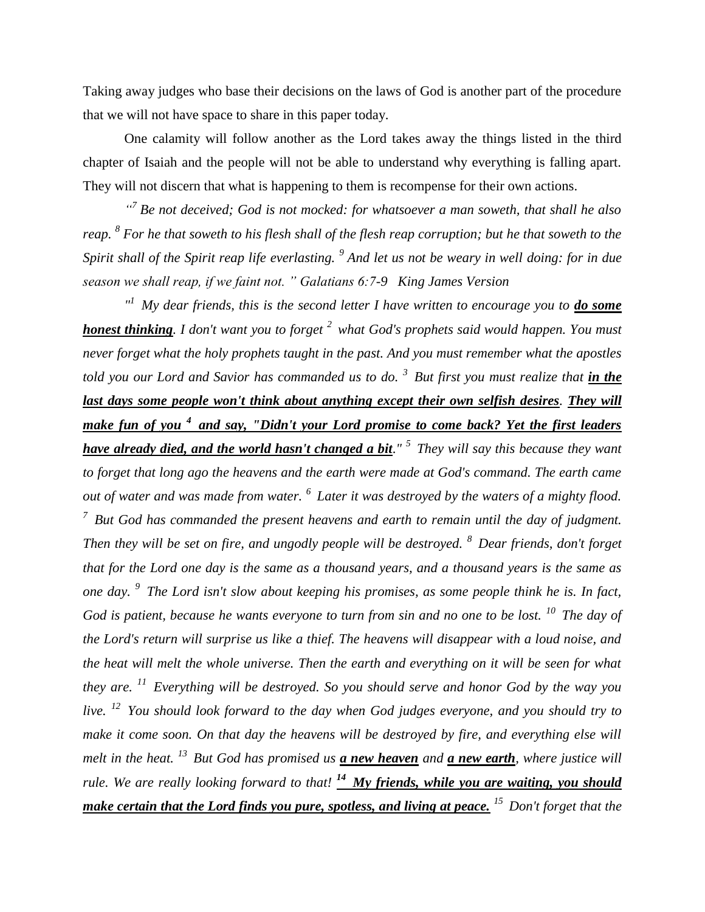Taking away judges who base their decisions on the laws of God is another part of the procedure that we will not have space to share in this paper today.

One calamity will follow another as the Lord takes away the things listed in the third chapter of Isaiah and the people will not be able to understand why everything is falling apart. They will not discern that what is happening to them is recompense for their own actions.

*"[7] Be not deceived; God is not mocked: for whatsoever a man soweth, that shall he also reap. [8] For he that soweth to his flesh shall of the flesh reap corruption; but he that soweth to the Spirit shall of the Spirit reap life everlasting. [9] And let us not be weary in well doing: for in due season we shall reap, if we faint not. " Galatians 6:7-9 King James Version*

*"[1] My dear friends, this is the second letter I have written to encourage you to **do some honest thinking**. I don't want you to forget [2] what God's prophets said would happen. You must never forget what the holy prophets taught in the past. And you must remember what the apostles told you our Lord and Savior has commanded us to do. [3] But first you must realize that **in the last days some people won't think about anything except their own selfish desires**. **They will make fun of you [4] and say, "Didn't your Lord promise to come back? Yet the first leaders have already died, and the world hasn't changed a bit**." [5] They will say this because they want to forget that long ago the heavens and the earth were made at God's command. The earth came out of water and was made from water. [6] Later it was destroyed by the waters of a mighty flood. [7] But God has commanded the present heavens and earth to remain until the day of judgment. Then they will be set on fire, and ungodly people will be destroyed. [8] Dear friends, don't forget that for the Lord one day is the same as a thousand years, and a thousand years is the same as one day. [9] The Lord isn't slow about keeping his promises, as some people think he is. In fact, God is patient, because he wants everyone to turn from sin and no one to be lost. [10] The day of the Lord's return will surprise us like a thief. The heavens will disappear with a loud noise, and the heat will melt the whole universe. Then the earth and everything on it will be seen for what they are. [11] Everything will be destroyed. So you should serve and honor God by the way you live. [12] You should look forward to the day when God judges everyone, and you should try to make it come soon. On that day the heavens will be destroyed by fire, and everything else will melt in the heat. [13] But God has promised us **a new heaven** and **a new earth**, where justice will rule. We are really looking forward to that! **[14] My friends, while you are waiting, you should make certain that the Lord finds you pure, spotless, and living at peace.** [15] Don't forget that the*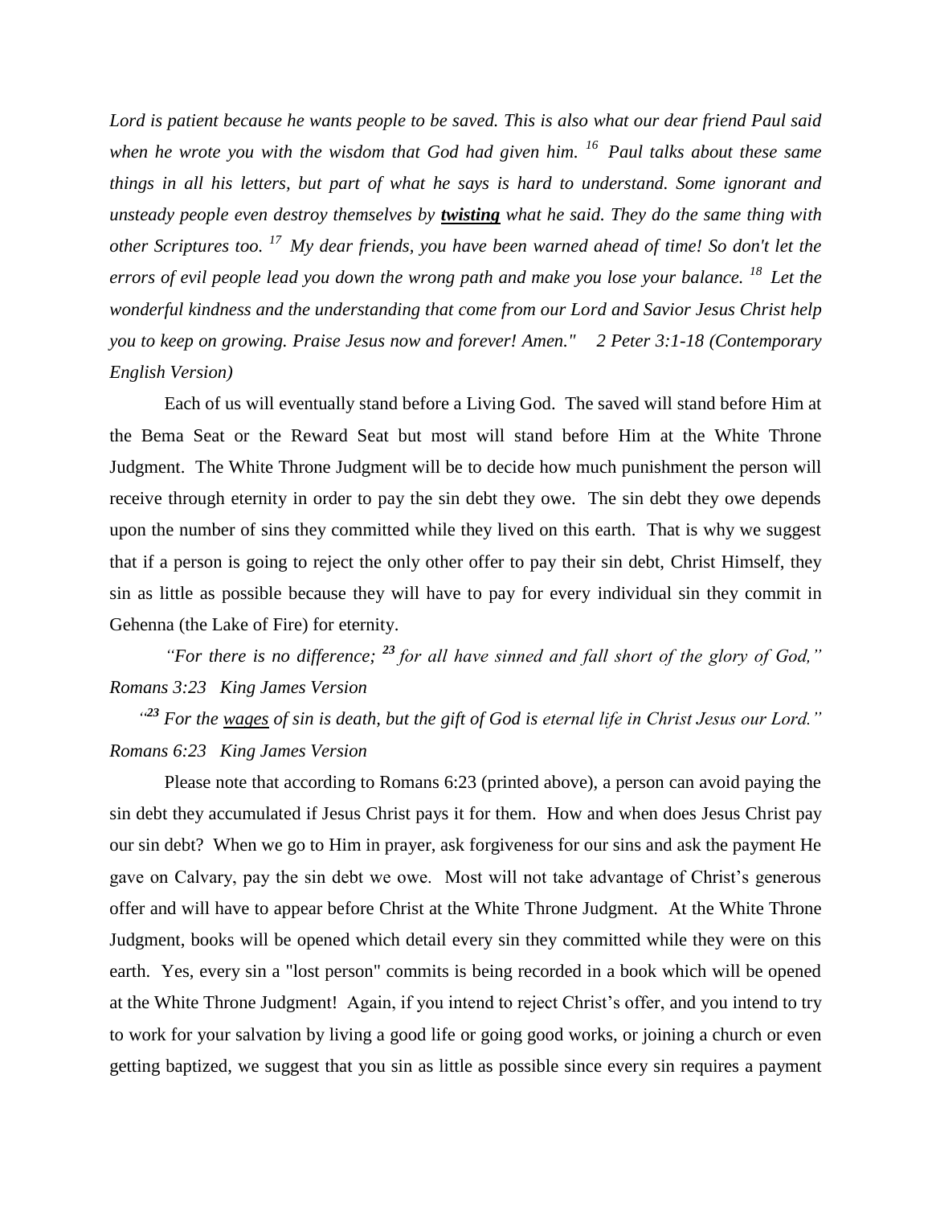*Lord is patient because he wants people to be saved. This is also what our dear friend Paul said when he wrote you with the wisdom that God had given him. [16] Paul talks about these same things in all his letters, but part of what he says is hard to understand. Some ignorant and unsteady people even destroy themselves by* ***twisting*** *what he said. They do the same thing with other Scriptures too. [17] My dear friends, you have been warned ahead of time! So don't let the errors of evil people lead you down the wrong path and make you lose your balance. [18] Let the wonderful kindness and the understanding that come from our Lord and Savior Jesus Christ help you to keep on growing. Praise Jesus now and forever! Amen."   2 Peter 3:1-18 (Contemporary English Version)*

Each of us will eventually stand before a Living God. The saved will stand before Him at the Bema Seat or the Reward Seat but most will stand before Him at the White Throne Judgment. The White Throne Judgment will be to decide how much punishment the person will receive through eternity in order to pay the sin debt they owe. The sin debt they owe depends upon the number of sins they committed while they lived on this earth. That is why we suggest that if a person is going to reject the only other offer to pay their sin debt, Christ Himself, they sin as little as possible because they will have to pay for every individual sin they commit in Gehenna (the Lake of Fire) for eternity.

*"For there is no difference; [23] for all have sinned and fall short of the glory of God," Romans 3:23   King James Version*

*"[23] For the wages of sin is death, but the gift of God is eternal life in Christ Jesus our Lord." Romans 6:23   King James Version*

Please note that according to Romans 6:23 (printed above), a person can avoid paying the sin debt they accumulated if Jesus Christ pays it for them. How and when does Jesus Christ pay our sin debt? When we go to Him in prayer, ask forgiveness for our sins and ask the payment He gave on Calvary, pay the sin debt we owe. Most will not take advantage of Christ's generous offer and will have to appear before Christ at the White Throne Judgment. At the White Throne Judgment, books will be opened which detail every sin they committed while they were on this earth. Yes, every sin a "lost person" commits is being recorded in a book which will be opened at the White Throne Judgment! Again, if you intend to reject Christ's offer, and you intend to try to work for your salvation by living a good life or going good works, or joining a church or even getting baptized, we suggest that you sin as little as possible since every sin requires a payment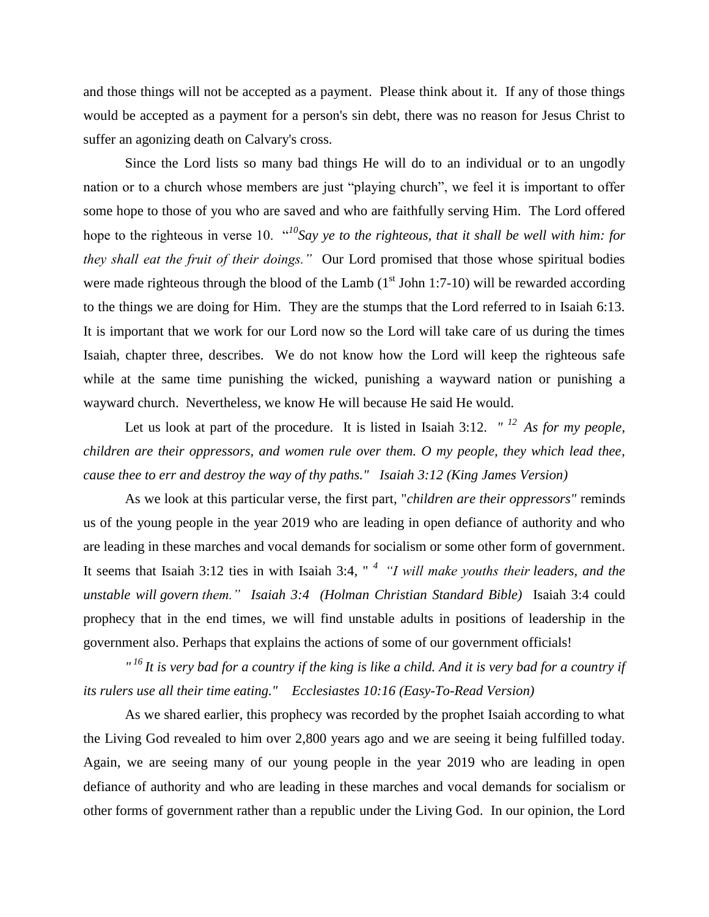and those things will not be accepted as a payment. Please think about it. If any of those things would be accepted as a payment for a person's sin debt, there was no reason for Jesus Christ to suffer an agonizing death on Calvary's cross.

Since the Lord lists so many bad things He will do to an individual or to an ungodly nation or to a church whose members are just "playing church", we feel it is important to offer some hope to those of you who are saved and who are faithfully serving Him. The Lord offered hope to the righteous in verse 10. "[10]*Say ye to the righteous, that it shall be well with him: for they shall eat the fruit of their doings."* Our Lord promised that those whose spiritual bodies were made righteous through the blood of the Lamb (1st John 1:7-10) will be rewarded according to the things we are doing for Him. They are the stumps that the Lord referred to in Isaiah 6:13. It is important that we work for our Lord now so the Lord will take care of us during the times Isaiah, chapter three, describes. We do not know how the Lord will keep the righteous safe while at the same time punishing the wicked, punishing a wayward nation or punishing a wayward church. Nevertheless, we know He will because He said He would.

Let us look at part of the procedure. It is listed in Isaiah 3:12. *" [12] As for my people, children are their oppressors, and women rule over them. O my people, they which lead thee, cause thee to err and destroy the way of thy paths." Isaiah 3:12 (King James Version)*

As we look at this particular verse, the first part, "*children are their oppressors"* reminds us of the young people in the year 2019 who are leading in open defiance of authority and who are leading in these marches and vocal demands for socialism or some other form of government. It seems that Isaiah 3:12 ties in with Isaiah 3:4, " [4] *"I will make youths their leaders, and the unstable will govern them." Isaiah 3:4 (Holman Christian Standard Bible)* Isaiah 3:4 could prophecy that in the end times, we will find unstable adults in positions of leadership in the government also. Perhaps that explains the actions of some of our government officials!

*" [16] It is very bad for a country if the king is like a child. And it is very bad for a country if its rulers use all their time eating." Ecclesiastes 10:16 (Easy-To-Read Version)*

As we shared earlier, this prophecy was recorded by the prophet Isaiah according to what the Living God revealed to him over 2,800 years ago and we are seeing it being fulfilled today. Again, we are seeing many of our young people in the year 2019 who are leading in open defiance of authority and who are leading in these marches and vocal demands for socialism or other forms of government rather than a republic under the Living God. In our opinion, the Lord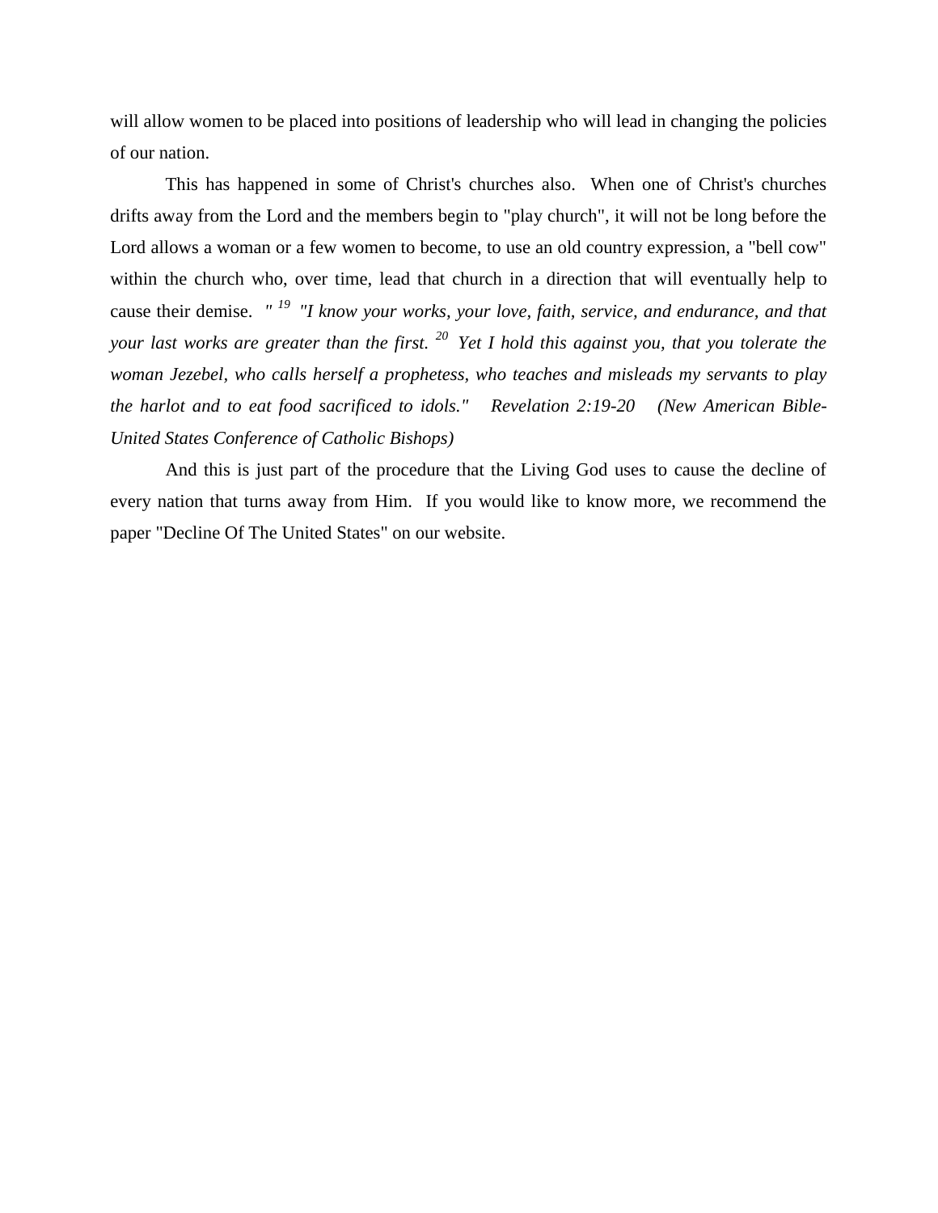will allow women to be placed into positions of leadership who will lead in changing the policies of our nation.

This has happened in some of Christ's churches also. When one of Christ's churches drifts away from the Lord and the members begin to "play church", it will not be long before the Lord allows a woman or a few women to become, to use an old country expression, a "bell cow" within the church who, over time, lead that church in a direction that will eventually help to cause their demise. *" [19] "I know your works, your love, faith, service, and endurance, and that your last works are greater than the first. [20] Yet I hold this against you, that you tolerate the woman Jezebel, who calls herself a prophetess, who teaches and misleads my servants to play the harlot and to eat food sacrificed to idols." Revelation 2:19-20 (New American Bible-United States Conference of Catholic Bishops)*

And this is just part of the procedure that the Living God uses to cause the decline of every nation that turns away from Him. If you would like to know more, we recommend the paper "Decline Of The United States" on our website.